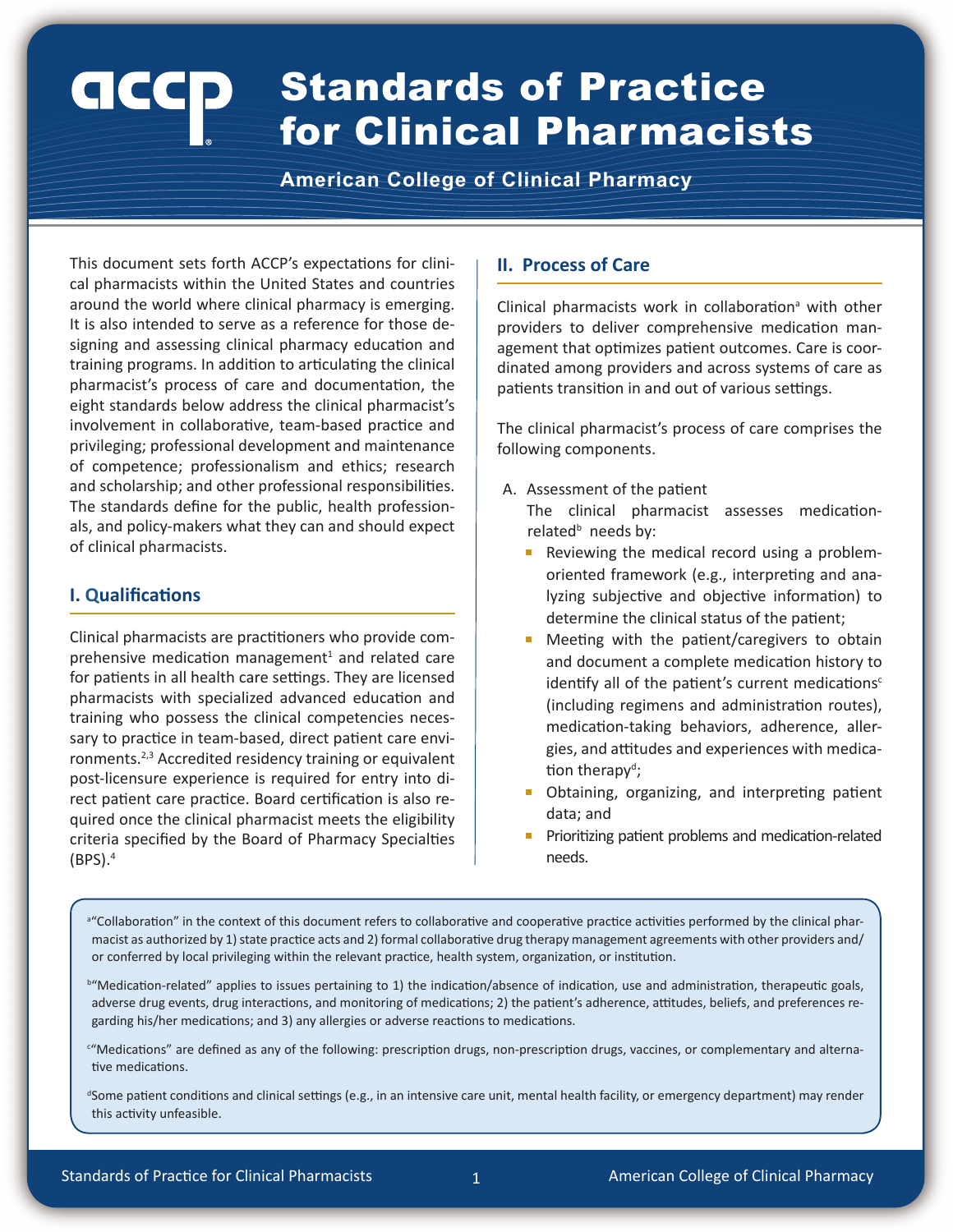# Standards of Practice for Clinical Pharmacists

**American College of Clinical Pharmacy**

This document sets forth ACCP's expectations for clinical pharmacists within the United States and countries around the world where clinical pharmacy is emerging. It is also intended to serve as a reference for those designing and assessing clinical pharmacy education and training programs. In addition to articulating the clinical pharmacist's process of care and documentation, the eight standards below address the clinical pharmacist's involvement in collaborative, team-based practice and privileging; professional development and maintenance of competence; professionalism and ethics; research and scholarship; and other professional responsibilities. The standards define for the public, health professionals, and policy-makers what they can and should expect of clinical pharmacists.

## I. Qualifications

Clinical pharmacists are practitioners who provide comprehensive medication management[1] and related care for patients in all health care settings. They are licensed pharmacists with specialized advanced education and training who possess the clinical competencies necessary to practice in team-based, direct patient care environments.[2,3] Accredited residency training or equivalent post-licensure experience is required for entry into direct patient care practice. Board certification is also required once the clinical pharmacist meets the eligibility criteria specified by the Board of Pharmacy Specialties (BPS).[4]

## II. Process of Care

Clinical pharmacists work in collaboration[a] with other providers to deliver comprehensive medication management that optimizes patient outcomes. Care is coordinated among providers and across systems of care as patients transition in and out of various settings.

The clinical pharmacist's process of care comprises the following components.

A. Assessment of the patient

The clinical pharmacist assesses medication-related[b] needs by:

- Reviewing the medical record using a problem-oriented framework (e.g., interpreting and analyzing subjective and objective information) to determine the clinical status of the patient;
- Meeting with the patient/caregivers to obtain and document a complete medication history to identify all of the patient's current medications[c] (including regimens and administration routes), medication-taking behaviors, adherence, allergies, and attitudes and experiences with medication therapy[d];
- Obtaining, organizing, and interpreting patient data; and
- Prioritizing patient problems and medication-related needs.

---

[a] "Collaboration" in the context of this document refers to collaborative and cooperative practice activities performed by the clinical pharmacist as authorized by 1) state practice acts and 2) formal collaborative drug therapy management agreements with other providers and/or conferred by local privileging within the relevant practice, health system, organization, or institution.

[b] "Medication-related" applies to issues pertaining to 1) the indication/absence of indication, use and administration, therapeutic goals, adverse drug events, drug interactions, and monitoring of medications; 2) the patient's adherence, attitudes, beliefs, and preferences regarding his/her medications; and 3) any allergies or adverse reactions to medications.

[c] "Medications" are defined as any of the following: prescription drugs, non-prescription drugs, vaccines, or complementary and alternative medications.

[d] Some patient conditions and clinical settings (e.g., in an intensive care unit, mental health facility, or emergency department) may render this activity unfeasible.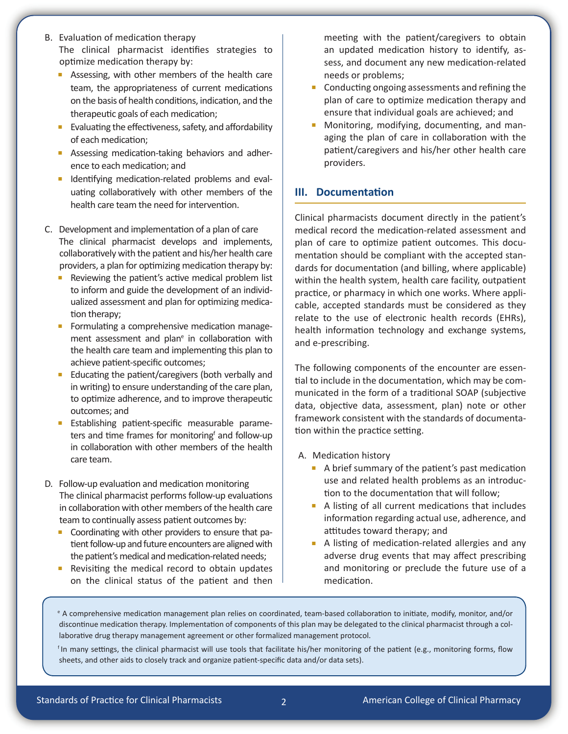B. Evaluation of medication therapy

The clinical pharmacist identifies strategies to optimize medication therapy by:

- Assessing, with other members of the health care team, the appropriateness of current medications on the basis of health conditions, indication, and the therapeutic goals of each medication;
- Evaluating the effectiveness, safety, and affordability of each medication;
- Assessing medication-taking behaviors and adherence to each medication; and
- Identifying medication-related problems and evaluating collaboratively with other members of the health care team the need for intervention.

C. Development and implementation of a plan of care

The clinical pharmacist develops and implements, collaboratively with the patient and his/her health care providers, a plan for optimizing medication therapy by:

- Reviewing the patient's active medical problem list to inform and guide the development of an individualized assessment and plan for optimizing medication therapy;
- Formulating a comprehensive medication management assessment and plan[e] in collaboration with the health care team and implementing this plan to achieve patient-specific outcomes;
- Educating the patient/caregivers (both verbally and in writing) to ensure understanding of the care plan, to optimize adherence, and to improve therapeutic outcomes; and
- Establishing patient-specific measurable parameters and time frames for monitoring[f] and follow-up in collaboration with other members of the health care team.

D. Follow-up evaluation and medication monitoring

The clinical pharmacist performs follow-up evaluations in collaboration with other members of the health care team to continually assess patient outcomes by:

- Coordinating with other providers to ensure that patient follow-up and future encounters are aligned with the patient's medical and medication-related needs;
- Revisiting the medical record to obtain updates on the clinical status of the patient and then meeting with the patient/caregivers to obtain an updated medication history to identify, assess, and document any new medication-related needs or problems;
- Conducting ongoing assessments and refining the plan of care to optimize medication therapy and ensure that individual goals are achieved; and
- Monitoring, modifying, documenting, and managing the plan of care in collaboration with the patient/caregivers and his/her other health care providers.

## III. Documentation

Clinical pharmacists document directly in the patient's medical record the medication-related assessment and plan of care to optimize patient outcomes. This documentation should be compliant with the accepted standards for documentation (and billing, where applicable) within the health system, health care facility, outpatient practice, or pharmacy in which one works. Where applicable, accepted standards must be considered as they relate to the use of electronic health records (EHRs), health information technology and exchange systems, and e-prescribing.

The following components of the encounter are essential to include in the documentation, which may be communicated in the form of a traditional SOAP (subjective data, objective data, assessment, plan) note or other framework consistent with the standards of documentation within the practice setting.

A. Medication history

- A brief summary of the patient's past medication use and related health problems as an introduction to the documentation that will follow;
- A listing of all current medications that includes information regarding actual use, adherence, and attitudes toward therapy; and
- A listing of medication-related allergies and any adverse drug events that may affect prescribing and monitoring or preclude the future use of a medication.

[e] A comprehensive medication management plan relies on coordinated, team-based collaboration to initiate, modify, monitor, and/or discontinue medication therapy. Implementation of components of this plan may be delegated to the clinical pharmacist through a collaborative drug therapy management agreement or other formalized management protocol.

[f] In many settings, the clinical pharmacist will use tools that facilitate his/her monitoring of the patient (e.g., monitoring forms, flow sheets, and other aids to closely track and organize patient-specific data and/or data sets).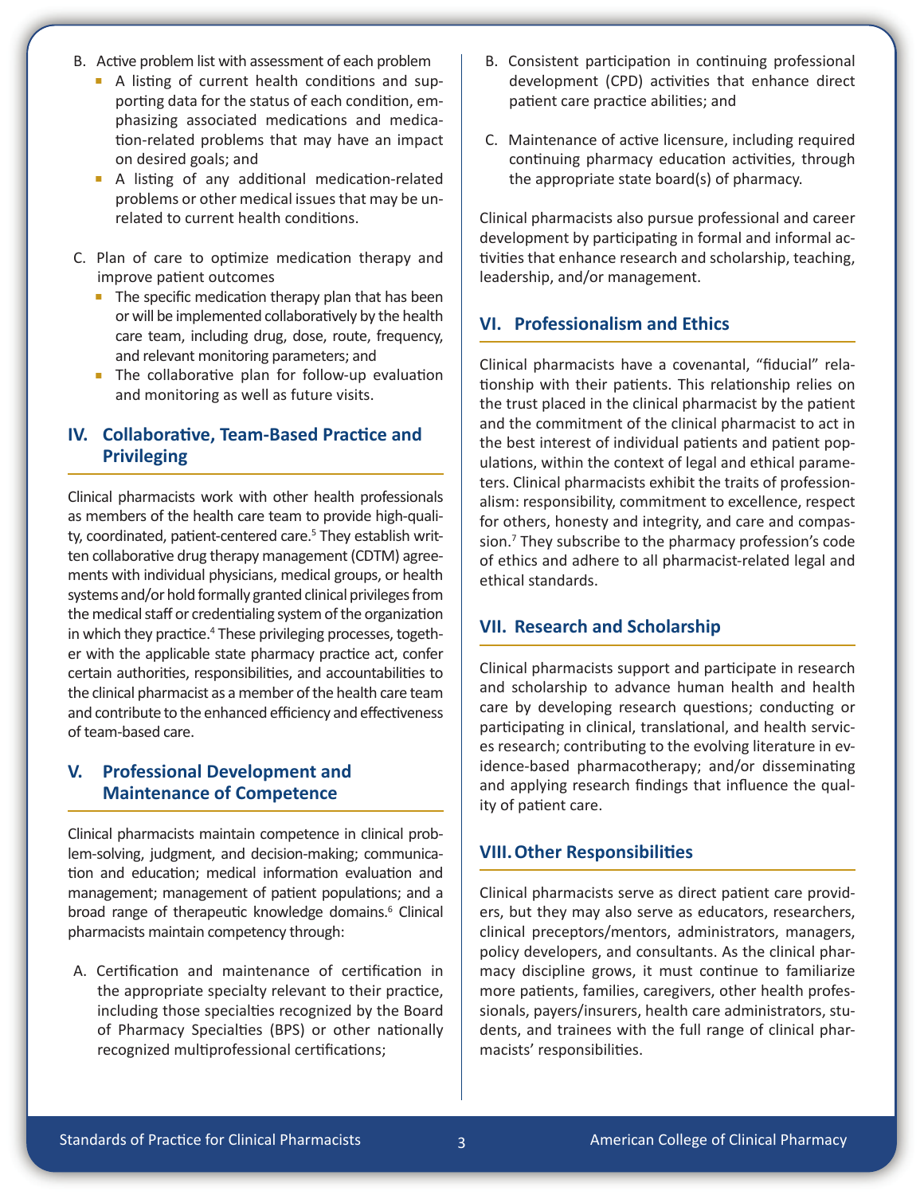B. Active problem list with assessment of each problem

- A listing of current health conditions and supporting data for the status of each condition, emphasizing associated medications and medication-related problems that may have an impact on desired goals; and
- A listing of any additional medication-related problems or other medical issues that may be unrelated to current health conditions.

C. Plan of care to optimize medication therapy and improve patient outcomes

- The specific medication therapy plan that has been or will be implemented collaboratively by the health care team, including drug, dose, route, frequency, and relevant monitoring parameters; and
- The collaborative plan for follow-up evaluation and monitoring as well as future visits.

## IV. Collaborative, Team-Based Practice and Privileging

Clinical pharmacists work with other health professionals as members of the health care team to provide high-quality, coordinated, patient-centered care.[5] They establish written collaborative drug therapy management (CDTM) agreements with individual physicians, medical groups, or health systems and/or hold formally granted clinical privileges from the medical staff or credentialing system of the organization in which they practice.[4] These privileging processes, together with the applicable state pharmacy practice act, confer certain authorities, responsibilities, and accountabilities to the clinical pharmacist as a member of the health care team and contribute to the enhanced efficiency and effectiveness of team-based care.

## V. Professional Development and Maintenance of Competence

Clinical pharmacists maintain competence in clinical problem-solving, judgment, and decision-making; communication and education; medical information evaluation and management; management of patient populations; and a broad range of therapeutic knowledge domains.[6] Clinical pharmacists maintain competency through:

A. Certification and maintenance of certification in the appropriate specialty relevant to their practice, including those specialties recognized by the Board of Pharmacy Specialties (BPS) or other nationally recognized multiprofessional certifications;

B. Consistent participation in continuing professional development (CPD) activities that enhance direct patient care practice abilities; and

C. Maintenance of active licensure, including required continuing pharmacy education activities, through the appropriate state board(s) of pharmacy.

Clinical pharmacists also pursue professional and career development by participating in formal and informal activities that enhance research and scholarship, teaching, leadership, and/or management.

## VI. Professionalism and Ethics

Clinical pharmacists have a covenantal, "fiducial" relationship with their patients. This relationship relies on the trust placed in the clinical pharmacist by the patient and the commitment of the clinical pharmacist to act in the best interest of individual patients and patient populations, within the context of legal and ethical parameters. Clinical pharmacists exhibit the traits of professionalism: responsibility, commitment to excellence, respect for others, honesty and integrity, and care and compassion.[7] They subscribe to the pharmacy profession's code of ethics and adhere to all pharmacist-related legal and ethical standards.

## VII. Research and Scholarship

Clinical pharmacists support and participate in research and scholarship to advance human health and health care by developing research questions; conducting or participating in clinical, translational, and health services research; contributing to the evolving literature in evidence-based pharmacotherapy; and/or disseminating and applying research findings that influence the quality of patient care.

## VIII. Other Responsibilities

Clinical pharmacists serve as direct patient care providers, but they may also serve as educators, researchers, clinical preceptors/mentors, administrators, managers, policy developers, and consultants. As the clinical pharmacy discipline grows, it must continue to familiarize more patients, families, caregivers, other health professionals, payers/insurers, health care administrators, students, and trainees with the full range of clinical pharmacists' responsibilities.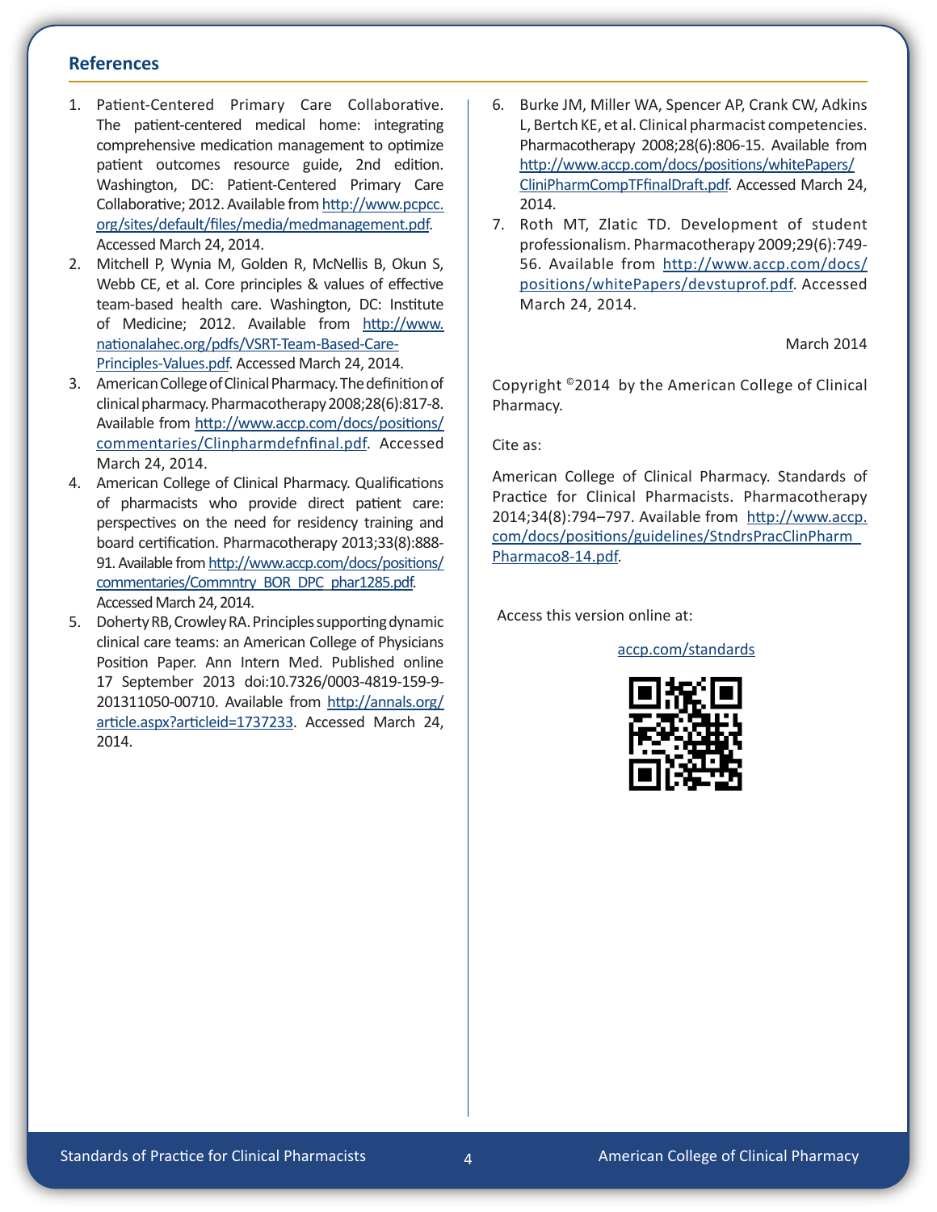## References

1. Patient-Centered Primary Care Collaborative. The patient-centered medical home: integrating comprehensive medication management to optimize patient outcomes resource guide, 2nd edition. Washington, DC: Patient-Centered Primary Care Collaborative; 2012. Available from http://www.pcpcc.org/sites/default/files/media/medmanagement.pdf. Accessed March 24, 2014.
2. Mitchell P, Wynia M, Golden R, McNellis B, Okun S, Webb CE, et al. Core principles & values of effective team-based health care. Washington, DC: Institute of Medicine; 2012. Available from http://www.nationalahec.org/pdfs/VSRT-Team-Based-Care-Principles-Values.pdf. Accessed March 24, 2014.
3. American College of Clinical Pharmacy. The definition of clinical pharmacy. Pharmacotherapy 2008;28(6):817-8. Available from http://www.accp.com/docs/positions/commentaries/Clinpharmdefnfinal.pdf. Accessed March 24, 2014.
4. American College of Clinical Pharmacy. Qualifications of pharmacists who provide direct patient care: perspectives on the need for residency training and board certification. Pharmacotherapy 2013;33(8):888-91. Available from http://www.accp.com/docs/positions/commentaries/Commntry_BOR_DPC_phar1285.pdf. Accessed March 24, 2014.
5. Doherty RB, Crowley RA. Principles supporting dynamic clinical care teams: an American College of Physicians Position Paper. Ann Intern Med. Published online 17 September 2013 doi:10.7326/0003-4819-159-9-201311050-00710. Available from http://annals.org/article.aspx?articleid=1737233. Accessed March 24, 2014.
6. Burke JM, Miller WA, Spencer AP, Crank CW, Adkins L, Bertch KE, et al. Clinical pharmacist competencies. Pharmacotherapy 2008;28(6):806-15. Available from http://www.accp.com/docs/positions/whitePapers/CliniPharmCompTFfinalDraft.pdf. Accessed March 24, 2014.
7. Roth MT, Zlatic TD. Development of student professionalism. Pharmacotherapy 2009;29(6):749-56. Available from http://www.accp.com/docs/positions/whitePapers/devstuprof.pdf. Accessed March 24, 2014.

March 2014

Copyright ©2014 by the American College of Clinical Pharmacy.

Cite as:

American College of Clinical Pharmacy. Standards of Practice for Clinical Pharmacists. Pharmacotherapy 2014;34(8):794–797. Available from http://www.accp.com/docs/positions/guidelines/StndrsPracClinPharm_Pharmaco8-14.pdf.

Access this version online at:

accp.com/standards